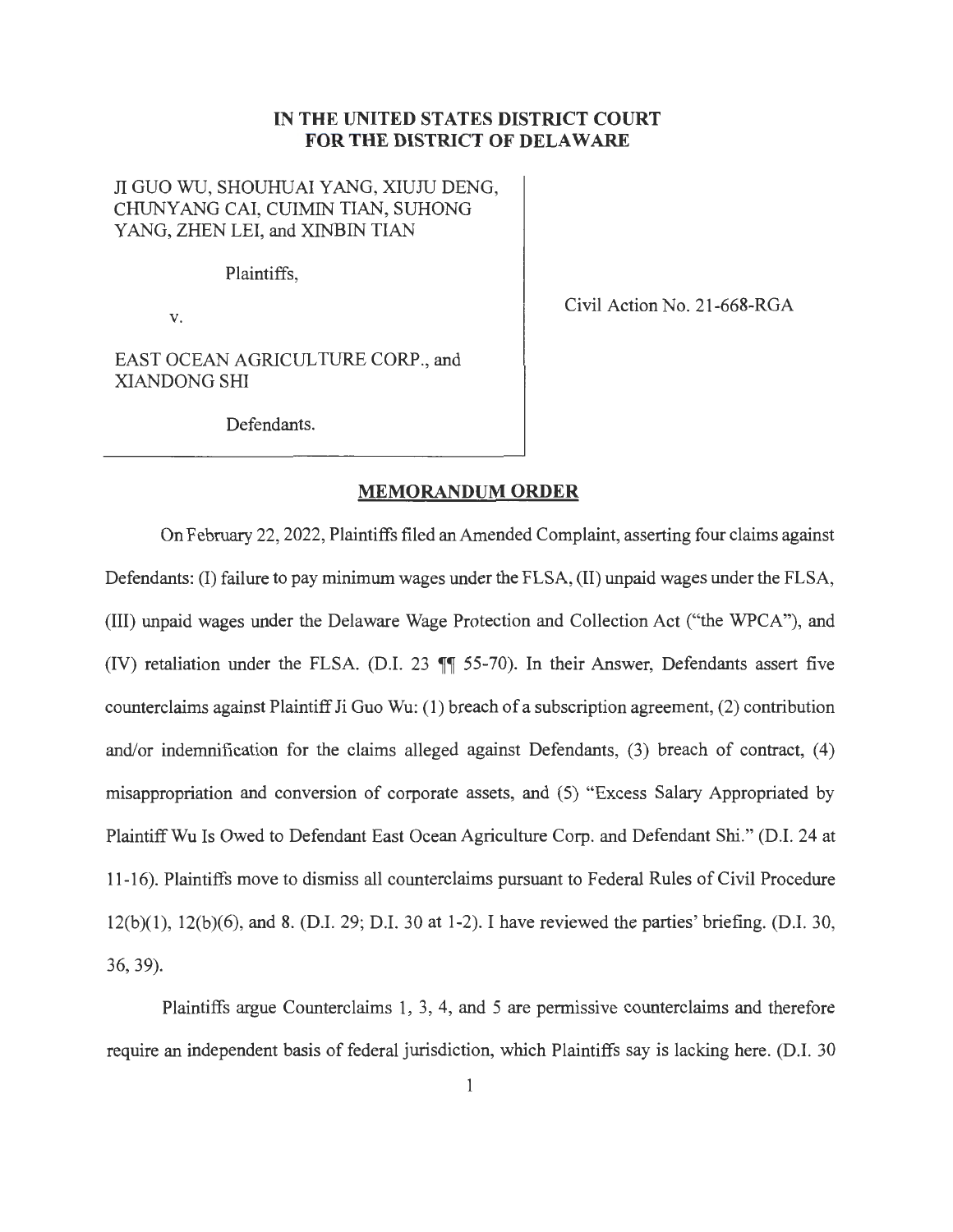**IN THE UNITED STATES DISTRICT COURT**
**FOR THE DISTRICT OF DELAWARE**

JI GUO WU, SHOUHUAI YANG, XIUJU DENG, CHUNYANG CAI, CUIMIN TIAN, SUHONG YANG, ZHEN LEI, and XINBIN TIAN

Plaintiffs,

v.

EAST OCEAN AGRICULTURE CORP., and XIANDONG SHI

Defendants.

Civil Action No. 21-668-RGA

## MEMORANDUM ORDER

On February 22, 2022, Plaintiffs filed an Amended Complaint, asserting four claims against Defendants: (I) failure to pay minimum wages under the FLSA, (II) unpaid wages under the FLSA, (III) unpaid wages under the Delaware Wage Protection and Collection Act ("the WPCA"), and (IV) retaliation under the FLSA. (D.I. 23 ¶¶ 55-70). In their Answer, Defendants assert five counterclaims against Plaintiff Ji Guo Wu: (1) breach of a subscription agreement, (2) contribution and/or indemnification for the claims alleged against Defendants, (3) breach of contract, (4) misappropriation and conversion of corporate assets, and (5) "Excess Salary Appropriated by Plaintiff Wu Is Owed to Defendant East Ocean Agriculture Corp. and Defendant Shi." (D.I. 24 at 11-16). Plaintiffs move to dismiss all counterclaims pursuant to Federal Rules of Civil Procedure 12(b)(1), 12(b)(6), and 8. (D.I. 29; D.I. 30 at 1-2). I have reviewed the parties' briefing. (D.I. 30, 36, 39).

Plaintiffs argue Counterclaims 1, 3, 4, and 5 are permissive counterclaims and therefore require an independent basis of federal jurisdiction, which Plaintiffs say is lacking here. (D.I. 30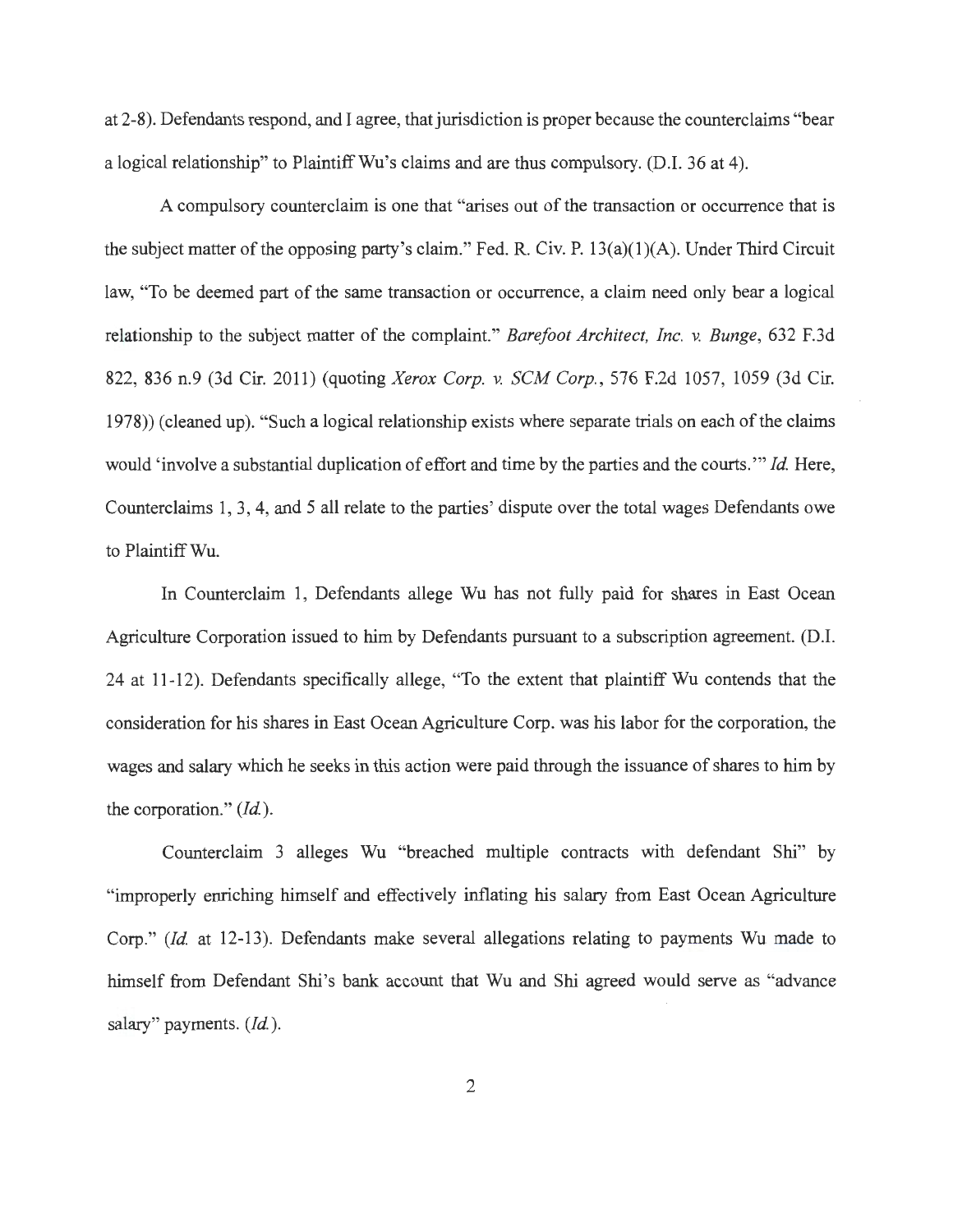at 2-8). Defendants respond, and I agree, that jurisdiction is proper because the counterclaims "bear a logical relationship" to Plaintiff Wu's claims and are thus compulsory. (D.I. 36 at 4).

A compulsory counterclaim is one that "arises out of the transaction or occurrence that is the subject matter of the opposing party's claim." Fed. R. Civ. P. 13(a)(1)(A). Under Third Circuit law, "To be deemed part of the same transaction or occurrence, a claim need only bear a logical relationship to the subject matter of the complaint." *Barefoot Architect, Inc. v. Bunge*, 632 F.3d 822, 836 n.9 (3d Cir. 2011) (quoting *Xerox Corp. v. SCM Corp.*, 576 F.2d 1057, 1059 (3d Cir. 1978)) (cleaned up). "Such a logical relationship exists where separate trials on each of the claims would 'involve a substantial duplication of effort and time by the parties and the courts.'" *Id.* Here, Counterclaims 1, 3, 4, and 5 all relate to the parties' dispute over the total wages Defendants owe to Plaintiff Wu.

In Counterclaim 1, Defendants allege Wu has not fully paid for shares in East Ocean Agriculture Corporation issued to him by Defendants pursuant to a subscription agreement. (D.I. 24 at 11-12). Defendants specifically allege, "To the extent that plaintiff Wu contends that the consideration for his shares in East Ocean Agriculture Corp. was his labor for the corporation, the wages and salary which he seeks in this action were paid through the issuance of shares to him by the corporation." (*Id.*).

Counterclaim 3 alleges Wu "breached multiple contracts with defendant Shi" by "improperly enriching himself and effectively inflating his salary from East Ocean Agriculture Corp." (*Id.* at 12-13). Defendants make several allegations relating to payments Wu made to himself from Defendant Shi's bank account that Wu and Shi agreed would serve as "advance salary" payments. (*Id.*).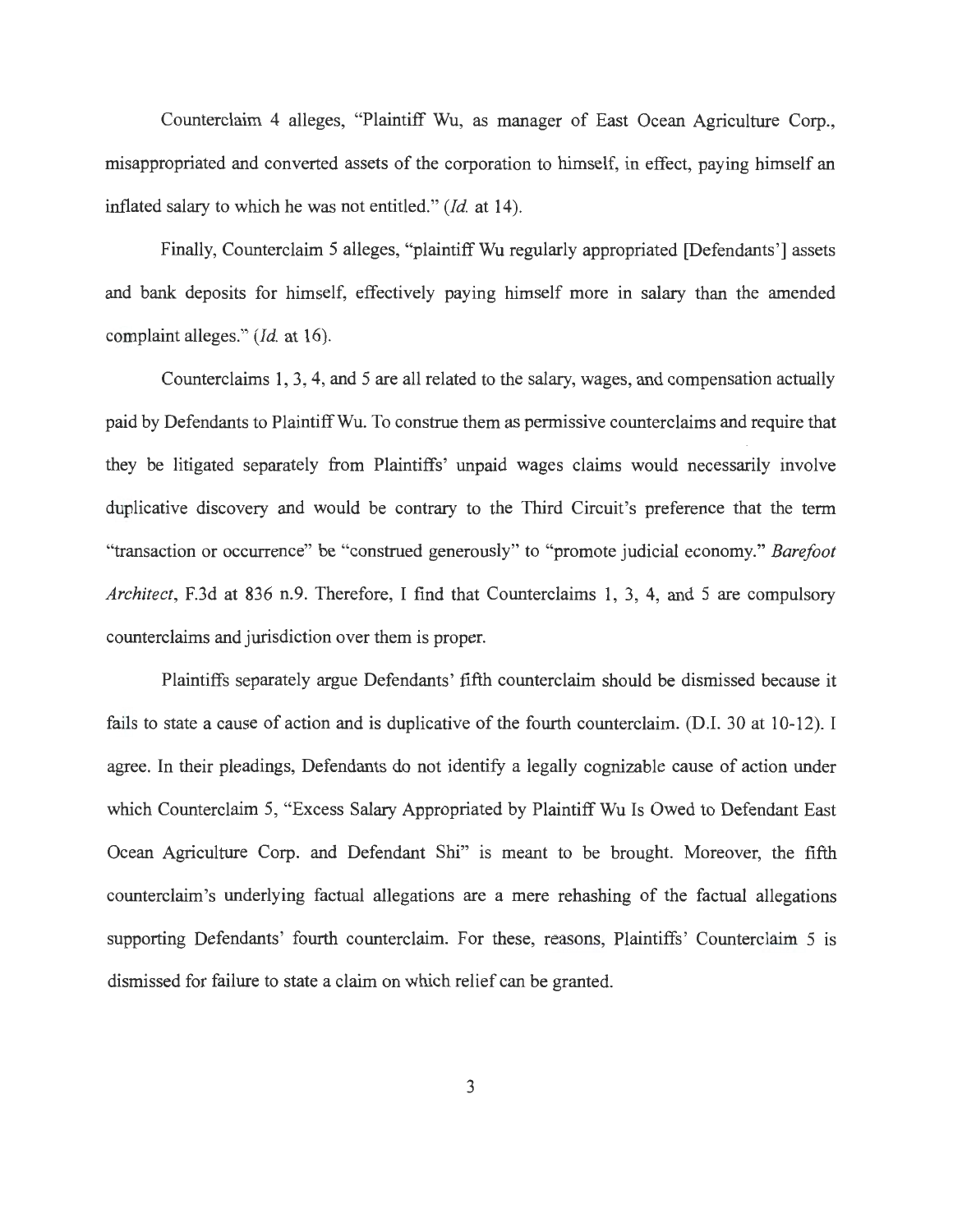Counterclaim 4 alleges, "Plaintiff Wu, as manager of East Ocean Agriculture Corp., misappropriated and converted assets of the corporation to himself, in effect, paying himself an inflated salary to which he was not entitled." (*Id.* at 14).

Finally, Counterclaim 5 alleges, "plaintiff Wu regularly appropriated [Defendants'] assets and bank deposits for himself, effectively paying himself more in salary than the amended complaint alleges." (*Id.* at 16).

Counterclaims 1, 3, 4, and 5 are all related to the salary, wages, and compensation actually paid by Defendants to Plaintiff Wu. To construe them as permissive counterclaims and require that they be litigated separately from Plaintiffs' unpaid wages claims would necessarily involve duplicative discovery and would be contrary to the Third Circuit's preference that the term "transaction or occurrence" be "construed generously" to "promote judicial economy." *Barefoot Architect*, F.3d at 836 n.9. Therefore, I find that Counterclaims 1, 3, 4, and 5 are compulsory counterclaims and jurisdiction over them is proper.

Plaintiffs separately argue Defendants' fifth counterclaim should be dismissed because it fails to state a cause of action and is duplicative of the fourth counterclaim. (D.I. 30 at 10-12). I agree. In their pleadings, Defendants do not identify a legally cognizable cause of action under which Counterclaim 5, "Excess Salary Appropriated by Plaintiff Wu Is Owed to Defendant East Ocean Agriculture Corp. and Defendant Shi" is meant to be brought. Moreover, the fifth counterclaim's underlying factual allegations are a mere rehashing of the factual allegations supporting Defendants' fourth counterclaim. For these, reasons, Plaintiffs' Counterclaim 5 is dismissed for failure to state a claim on which relief can be granted.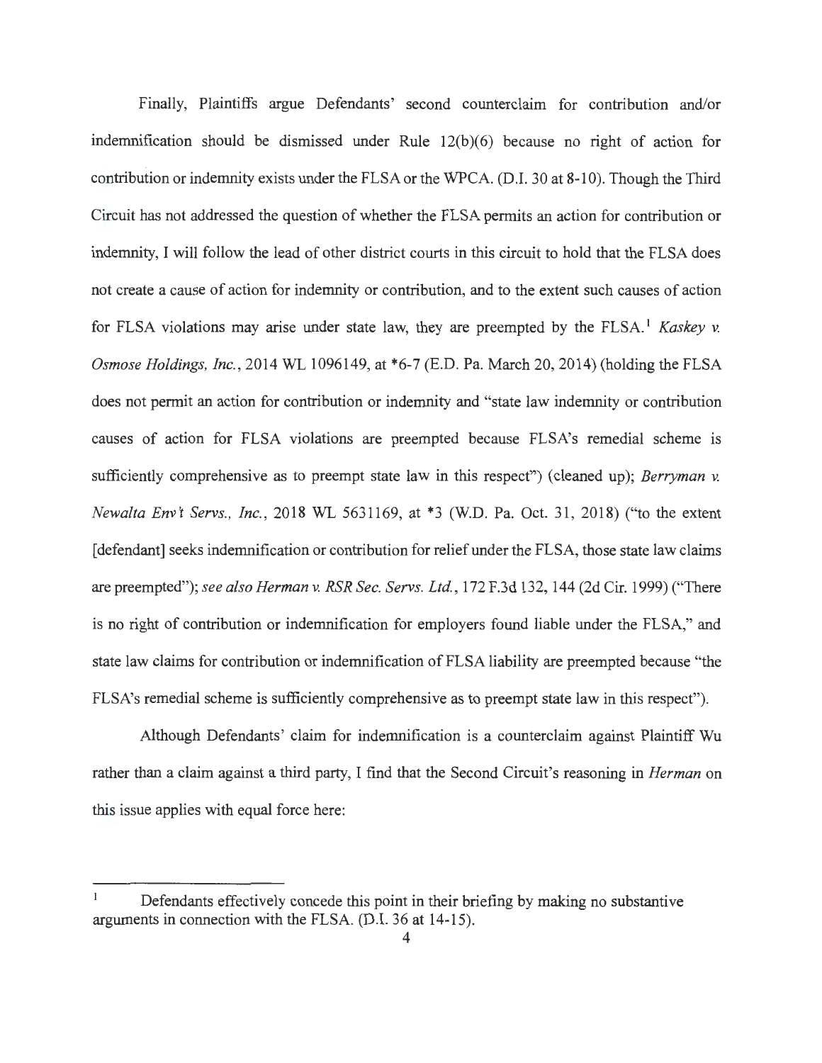Finally, Plaintiffs argue Defendants' second counterclaim for contribution and/or indemnification should be dismissed under Rule 12(b)(6) because no right of action for contribution or indemnity exists under the FLSA or the WPCA. (D.I. 30 at 8-10). Though the Third Circuit has not addressed the question of whether the FLSA permits an action for contribution or indemnity, I will follow the lead of other district courts in this circuit to hold that the FLSA does not create a cause of action for indemnity or contribution, and to the extent such causes of action for FLSA violations may arise under state law, they are preempted by the FLSA.[1] *Kaskey v. Osmose Holdings, Inc.*, 2014 WL 1096149, at *6-7 (E.D. Pa. March 20, 2014) (holding the FLSA does not permit an action for contribution or indemnity and "state law indemnity or contribution causes of action for FLSA violations are preempted because FLSA's remedial scheme is sufficiently comprehensive as to preempt state law in this respect") (cleaned up); *Berryman v. Newalta Env't Servs., Inc.*, 2018 WL 5631169, at *3 (W.D. Pa. Oct. 31, 2018) ("to the extent [defendant] seeks indemnification or contribution for relief under the FLSA, those state law claims are preempted"); *see also Herman v. RSR Sec. Servs. Ltd.*, 172 F.3d 132, 144 (2d Cir. 1999) ("There is no right of contribution or indemnification for employers found liable under the FLSA," and state law claims for contribution or indemnification of FLSA liability are preempted because "the FLSA's remedial scheme is sufficiently comprehensive as to preempt state law in this respect").

Although Defendants' claim for indemnification is a counterclaim against Plaintiff Wu rather than a claim against a third party, I find that the Second Circuit's reasoning in *Herman* on this issue applies with equal force here:

---

[1] Defendants effectively concede this point in their briefing by making no substantive arguments in connection with the FLSA. (D.I. 36 at 14-15).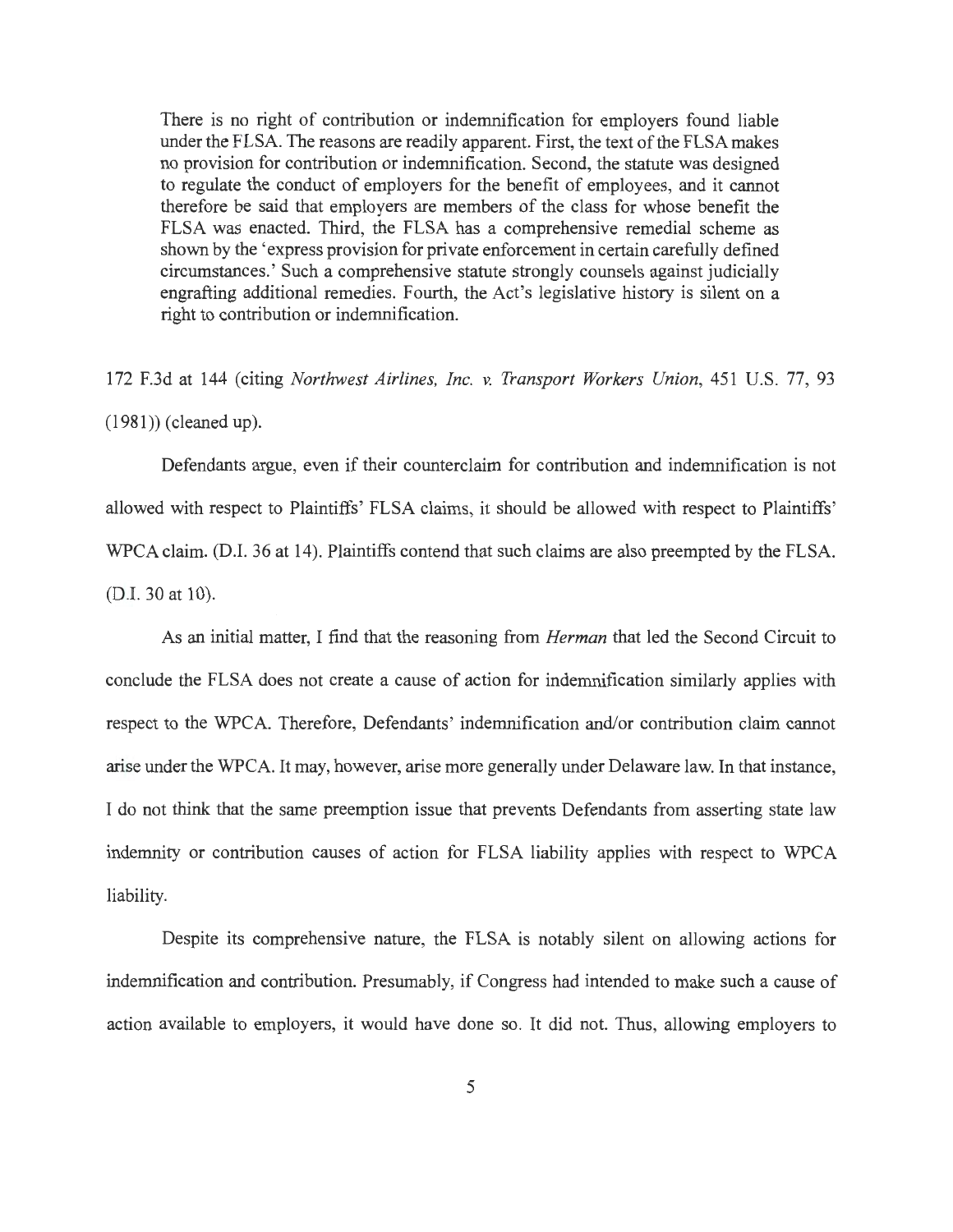> There is no right of contribution or indemnification for employers found liable under the FLSA. The reasons are readily apparent. First, the text of the FLSA makes no provision for contribution or indemnification. Second, the statute was designed to regulate the conduct of employers for the benefit of employees, and it cannot therefore be said that employers are members of the class for whose benefit the FLSA was enacted. Third, the FLSA has a comprehensive remedial scheme as shown by the 'express provision for private enforcement in certain carefully defined circumstances.' Such a comprehensive statute strongly counsels against judicially engrafting additional remedies. Fourth, the Act's legislative history is silent on a right to contribution or indemnification.

172 F.3d at 144 (citing *Northwest Airlines, Inc. v. Transport Workers Union*, 451 U.S. 77, 93 (1981)) (cleaned up).

Defendants argue, even if their counterclaim for contribution and indemnification is not allowed with respect to Plaintiffs' FLSA claims, it should be allowed with respect to Plaintiffs' WPCA claim. (D.I. 36 at 14). Plaintiffs contend that such claims are also preempted by the FLSA. (D.I. 30 at 10).

As an initial matter, I find that the reasoning from *Herman* that led the Second Circuit to conclude the FLSA does not create a cause of action for indemnification similarly applies with respect to the WPCA. Therefore, Defendants' indemnification and/or contribution claim cannot arise under the WPCA. It may, however, arise more generally under Delaware law. In that instance, I do not think that the same preemption issue that prevents Defendants from asserting state law indemnity or contribution causes of action for FLSA liability applies with respect to WPCA liability.

Despite its comprehensive nature, the FLSA is notably silent on allowing actions for indemnification and contribution. Presumably, if Congress had intended to make such a cause of action available to employers, it would have done so. It did not. Thus, allowing employers to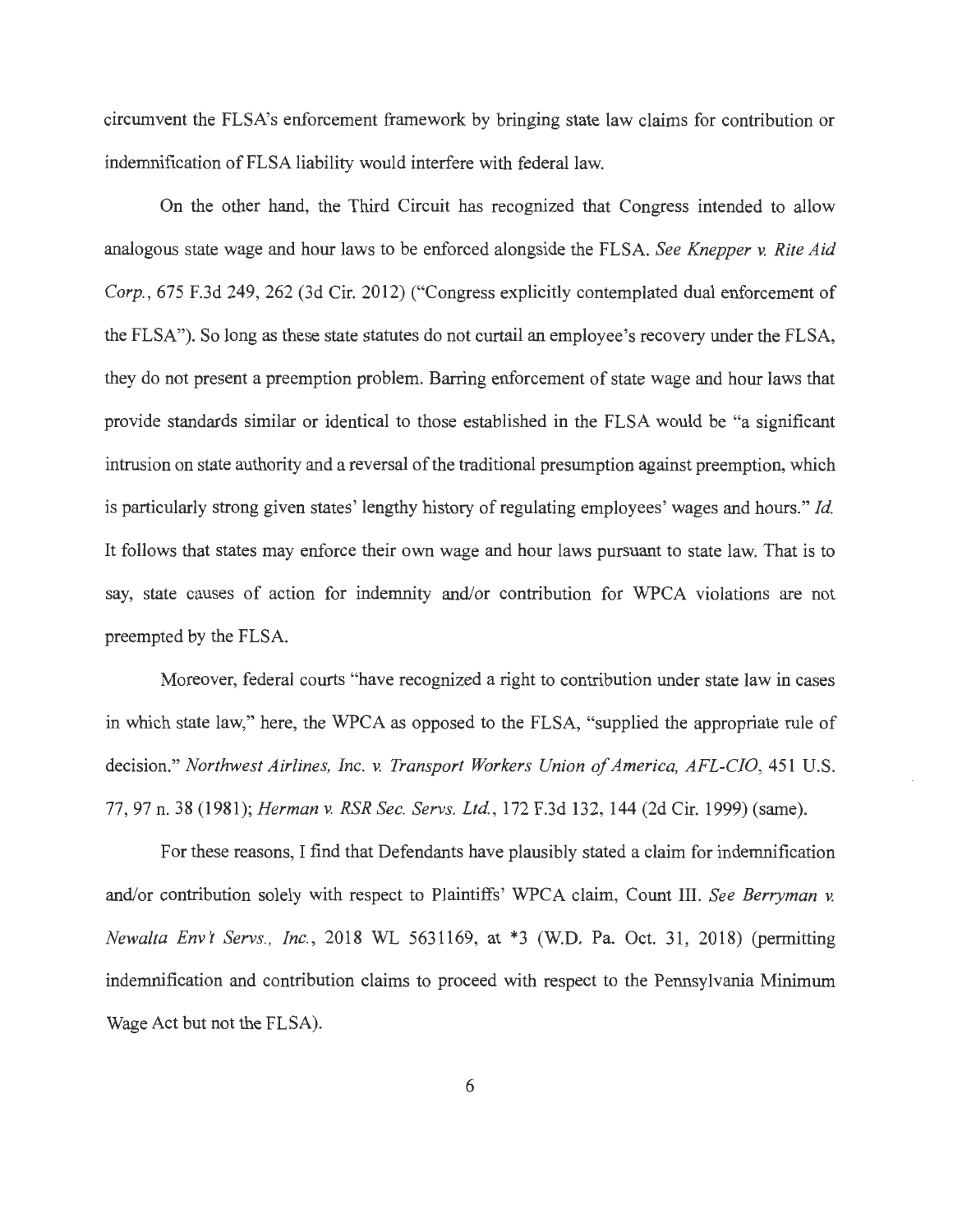circumvent the FLSA's enforcement framework by bringing state law claims for contribution or indemnification of FLSA liability would interfere with federal law.

On the other hand, the Third Circuit has recognized that Congress intended to allow analogous state wage and hour laws to be enforced alongside the FLSA. *See Knepper v. Rite Aid Corp.*, 675 F.3d 249, 262 (3d Cir. 2012) ("Congress explicitly contemplated dual enforcement of the FLSA"). So long as these state statutes do not curtail an employee's recovery under the FLSA, they do not present a preemption problem. Barring enforcement of state wage and hour laws that provide standards similar or identical to those established in the FLSA would be "a significant intrusion on state authority and a reversal of the traditional presumption against preemption, which is particularly strong given states' lengthy history of regulating employees' wages and hours." *Id.* It follows that states may enforce their own wage and hour laws pursuant to state law. That is to say, state causes of action for indemnity and/or contribution for WPCA violations are not preempted by the FLSA.

Moreover, federal courts "have recognized a right to contribution under state law in cases in which state law," here, the WPCA as opposed to the FLSA, "supplied the appropriate rule of decision." *Northwest Airlines, Inc. v. Transport Workers Union of America, AFL-CIO*, 451 U.S. 77, 97 n. 38 (1981); *Herman v. RSR Sec. Servs. Ltd.*, 172 F.3d 132, 144 (2d Cir. 1999) (same).

For these reasons, I find that Defendants have plausibly stated a claim for indemnification and/or contribution solely with respect to Plaintiffs' WPCA claim, Count III. *See Berryman v. Newalta Env't Servs., Inc.*, 2018 WL 5631169, at *3 (W.D. Pa. Oct. 31, 2018) (permitting indemnification and contribution claims to proceed with respect to the Pennsylvania Minimum Wage Act but not the FLSA).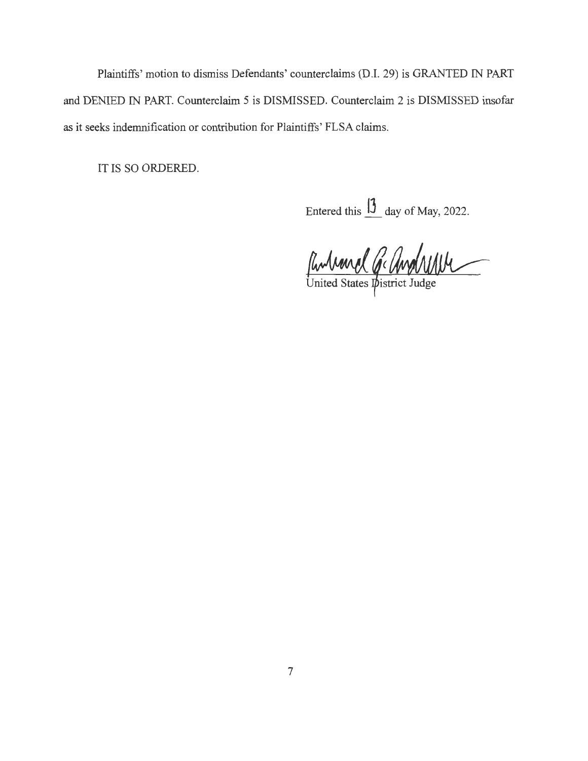Plaintiffs' motion to dismiss Defendants' counterclaims (D.I. 29) is GRANTED IN PART and DENIED IN PART. Counterclaim 5 is DISMISSED. Counterclaim 2 is DISMISSED insofar as it seeks indemnification or contribution for Plaintiffs' FLSA claims.

IT IS SO ORDERED.

Entered this 13 day of May, 2022.

United States District Judge